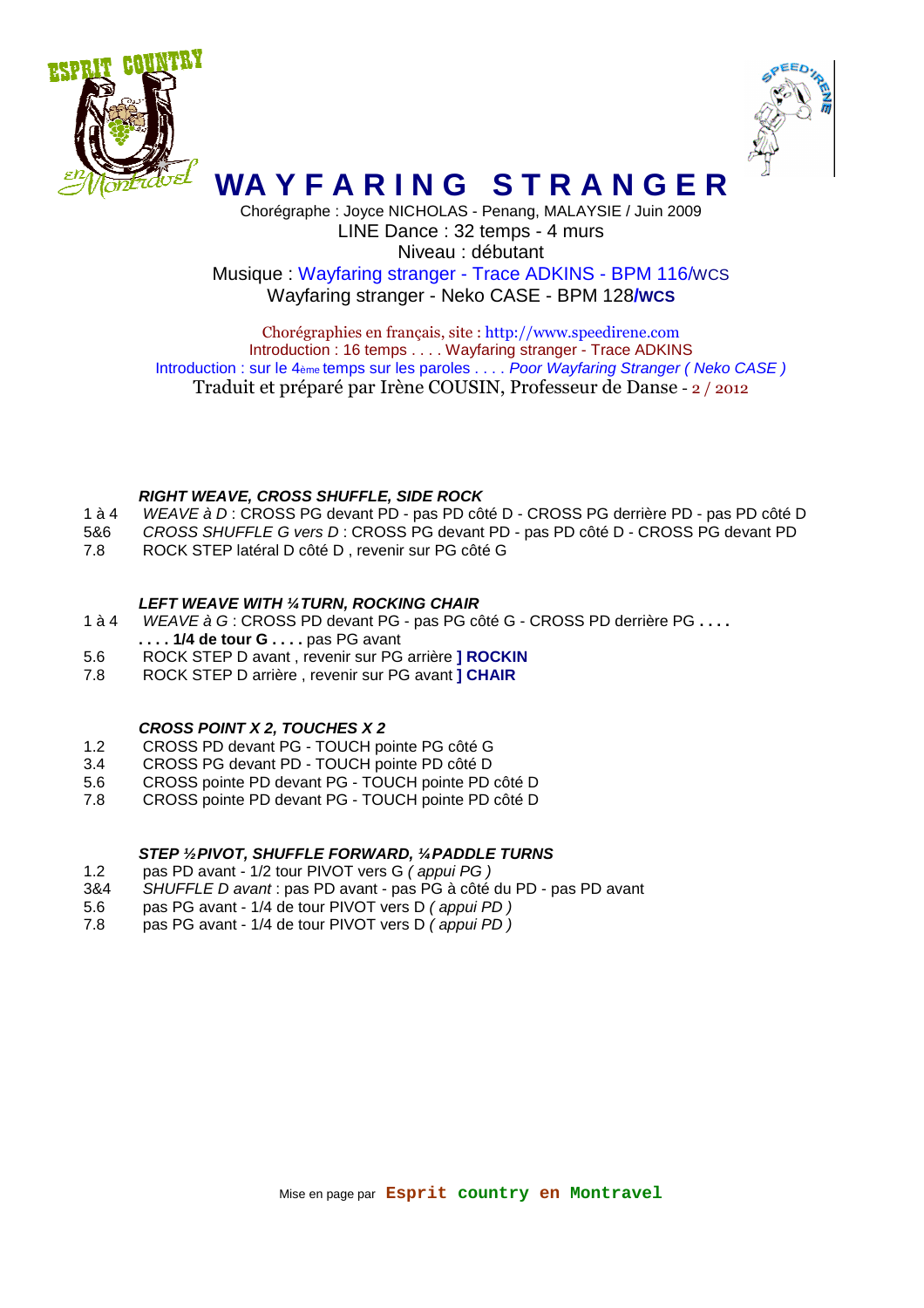# WAYFARING STRANGER

Chorégraphe : Joyce NICHOLAS - Penang, MALAYSIE / Juin 2009

LINE Dance : 32 temps - 4 murs

Niveau : débutant

Musique : Wayfaring stranger - Trace ADKINS - BPM 116/WCS

Wayfaring stranger - Neko CASE - BPM 128/**WCS**

Chorégraphies en français, site : http://www.speedirene.com

Introduction : 16 temps . . . . Wayfaring stranger - Trace ADKINS

Introduction : sur le 4ème temps sur les paroles . . . . *Poor Wayfaring Stranger ( Neko CASE )*

Traduit et préparé par Irène COUSIN, Professeur de Danse - 2 / 2012

***RIGHT WEAVE, CROSS SHUFFLE, SIDE ROCK***

1 à 4 *WEAVE à D* : CROSS PG devant PD - pas PD côté D - CROSS PG derrière PD - pas PD côté D

5&6 *CROSS SHUFFLE G vers D* : CROSS PG devant PD - pas PD côté D - CROSS PG devant PD

7.8 ROCK STEP latéral D côté D , revenir sur PG côté G

***LEFT WEAVE WITH ¼ TURN, ROCKING CHAIR***

1 à 4 *WEAVE à G* : CROSS PD devant PG - pas PG côté G - CROSS PD derrière PG **. . . .**
**. . . . 1/4 de tour G . . . .** pas PG avant

5.6 ROCK STEP D avant , revenir sur PG arrière **] ROCKIN**

7.8 ROCK STEP D arrière , revenir sur PG avant **] CHAIR**

***CROSS POINT X 2, TOUCHES X 2***

1.2 CROSS PD devant PG - TOUCH pointe PG côté G

3.4 CROSS PG devant PD - TOUCH pointe PD côté D

5.6 CROSS pointe PD devant PG - TOUCH pointe PD côté D

7.8 CROSS pointe PD devant PG - TOUCH pointe PD côté D

***STEP ½ PIVOT, SHUFFLE FORWARD, ¼ PADDLE TURNS***

1.2 pas PD avant - 1/2 tour PIVOT vers G *( appui PG )*

3&4 *SHUFFLE D avant* : pas PD avant - pas PG à côté du PD - pas PD avant

5.6 pas PG avant - 1/4 de tour PIVOT vers D *( appui PD )*

7.8 pas PG avant - 1/4 de tour PIVOT vers D *( appui PD )*

Mise en page par **Esprit country en Montravel**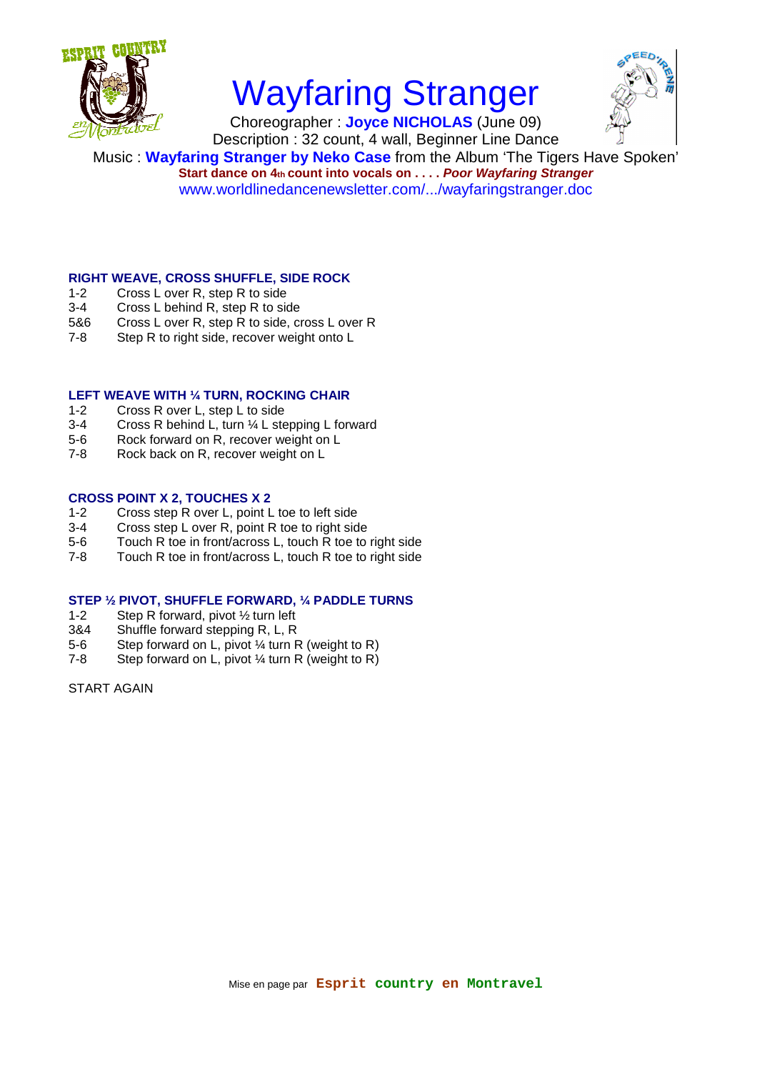# Wayfaring Stranger

Choreographer : **Joyce NICHOLAS** (June 09)
Description : 32 count, 4 wall, Beginner Line Dance
Music : **Wayfaring Stranger by Neko Case** from the Album 'The Tigers Have Spoken'
**Start dance on 4th count into vocals on . . . . *Poor Wayfaring Stranger***
www.worldlinedancenewsletter.com/.../wayfaringstranger.doc

### RIGHT WEAVE, CROSS SHUFFLE, SIDE ROCK

| | |
|---|---|
| 1-2 | Cross L over R, step R to side |
| 3-4 | Cross L behind R, step R to side |
| 5&6 | Cross L over R, step R to side, cross L over R |
| 7-8 | Step R to right side, recover weight onto L |

### LEFT WEAVE WITH ¼ TURN, ROCKING CHAIR

| | |
|---|---|
| 1-2 | Cross R over L, step L to side |
| 3-4 | Cross R behind L, turn ¼ L stepping L forward |
| 5-6 | Rock forward on R, recover weight on L |
| 7-8 | Rock back on R, recover weight on L |

### CROSS POINT X 2, TOUCHES X 2

| | |
|---|---|
| 1-2 | Cross step R over L, point L toe to left side |
| 3-4 | Cross step L over R, point R toe to right side |
| 5-6 | Touch R toe in front/across L, touch R toe to right side |
| 7-8 | Touch R toe in front/across L, touch R toe to right side |

### STEP ½ PIVOT, SHUFFLE FORWARD, ¼ PADDLE TURNS

| | |
|---|---|
| 1-2 | Step R forward, pivot ½ turn left |
| 3&4 | Shuffle forward stepping R, L, R |
| 5-6 | Step forward on L, pivot ¼ turn R (weight to R) |
| 7-8 | Step forward on L, pivot ¼ turn R (weight to R) |

START AGAIN

Mise en page par **Esprit country en Montravel**